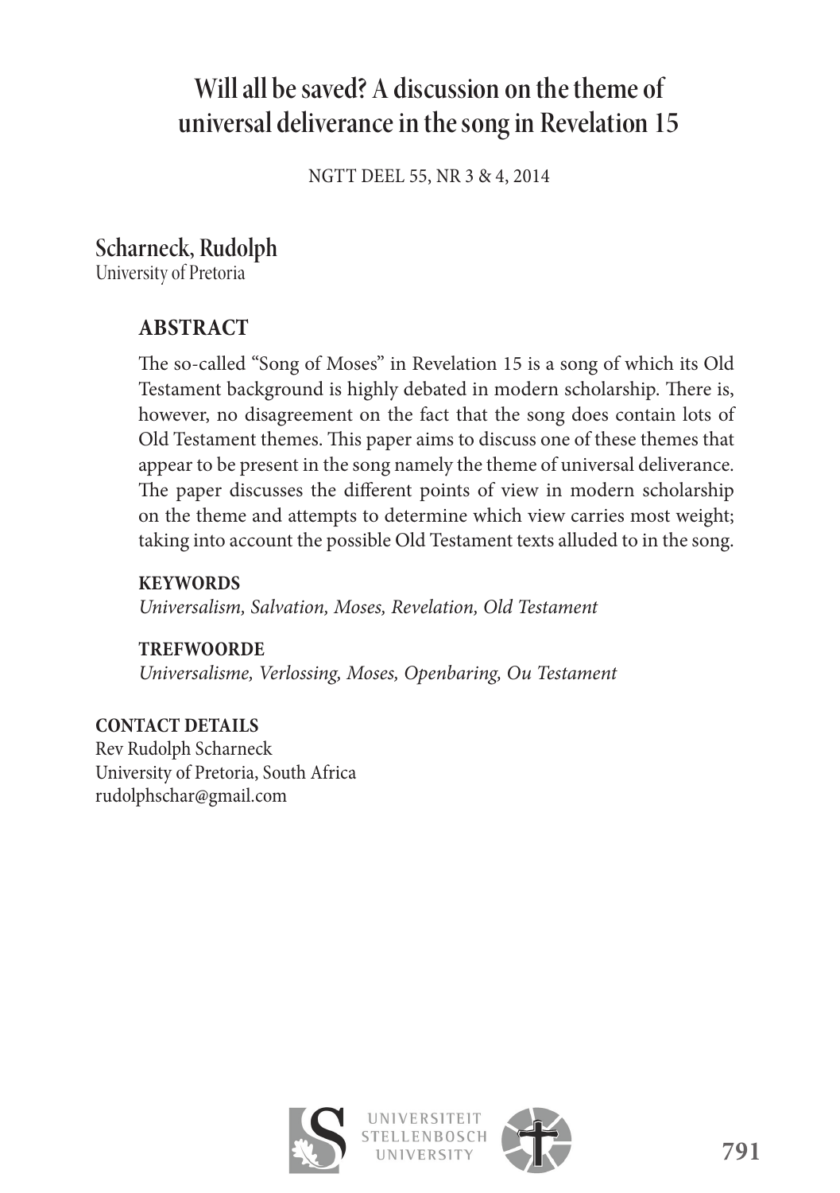# Will all be saved? A discussion on the theme of universal deliverance in the song in Revelation 15

NGTT DEEL 55, NR 3 & 4, 2014

## Scharneck, Rudolph

University of Pretoria

### ABSTRACT

The so-called "Song of Moses" in Revelation 15 is a song of which its Old Testament background is highly debated in modern scholarship. There is, however, no disagreement on the fact that the song does contain lots of Old Testament themes. This paper aims to discuss one of these themes that appear to be present in the song namely the theme of universal deliverance. The paper discusses the different points of view in modern scholarship on the theme and attempts to determine which view carries most weight; taking into account the possible Old Testament texts alluded to in the song.

**KEYWORDS**

*Universalism, Salvation, Moses, Revelation, Old Testament*

**TREFWOORDE**

*Universalisme, Verlossing, Moses, Openbaring, Ou Testament*

**CONTACT DETAILS**

Rev Rudolph Scharneck
University of Pretoria, South Africa
rudolphschar@gmail.com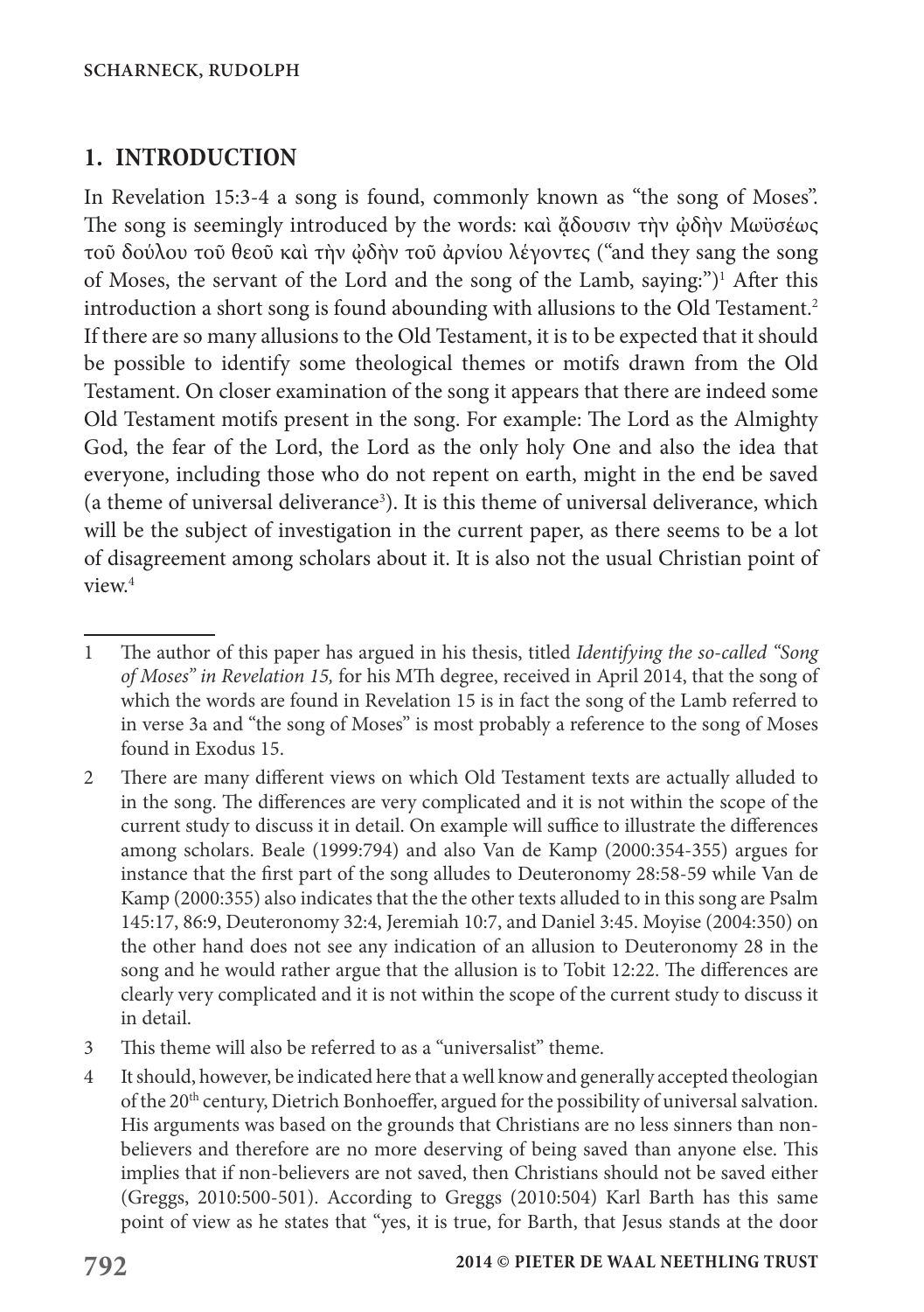## 1. INTRODUCTION

In Revelation 15:3-4 a song is found, commonly known as "the song of Moses". The song is seemingly introduced by the words: καὶ ᾄδουσιν τὴν ᾠδὴν Μωϋσέως τοῦ δούλου τοῦ θεοῦ καὶ τὴν ᾠδὴν τοῦ ἀρνίου λέγοντες ("and they sang the song of Moses, the servant of the Lord and the song of the Lamb, saying:")[1] After this introduction a short song is found abounding with allusions to the Old Testament.[2] If there are so many allusions to the Old Testament, it is to be expected that it should be possible to identify some theological themes or motifs drawn from the Old Testament. On closer examination of the song it appears that there are indeed some Old Testament motifs present in the song. For example: The Lord as the Almighty God, the fear of the Lord, the Lord as the only holy One and also the idea that everyone, including those who do not repent on earth, might in the end be saved (a theme of universal deliverance[3]). It is this theme of universal deliverance, which will be the subject of investigation in the current paper, as there seems to be a lot of disagreement among scholars about it. It is also not the usual Christian point of view.[4]

---

1 The author of this paper has argued in his thesis, titled *Identifying the so-called "Song of Moses" in Revelation 15,* for his MTh degree, received in April 2014, that the song of which the words are found in Revelation 15 is in fact the song of the Lamb referred to in verse 3a and "the song of Moses" is most probably a reference to the song of Moses found in Exodus 15.

2 There are many different views on which Old Testament texts are actually alluded to in the song. The differences are very complicated and it is not within the scope of the current study to discuss it in detail. On example will suffice to illustrate the differences among scholars. Beale (1999:794) and also Van de Kamp (2000:354-355) argues for instance that the first part of the song alludes to Deuteronomy 28:58-59 while Van de Kamp (2000:355) also indicates that the the other texts alluded to in this song are Psalm 145:17, 86:9, Deuteronomy 32:4, Jeremiah 10:7, and Daniel 3:45. Moyise (2004:350) on the other hand does not see any indication of an allusion to Deuteronomy 28 in the song and he would rather argue that the allusion is to Tobit 12:22. The differences are clearly very complicated and it is not within the scope of the current study to discuss it in detail.

3 This theme will also be referred to as a "universalist" theme.

4 It should, however, be indicated here that a well know and generally accepted theologian of the 20th century, Dietrich Bonhoeffer, argued for the possibility of universal salvation. His arguments was based on the grounds that Christians are no less sinners than non-believers and therefore are no more deserving of being saved than anyone else. This implies that if non-believers are not saved, then Christians should not be saved either (Greggs, 2010:500-501). According to Greggs (2010:504) Karl Barth has this same point of view as he states that "yes, it is true, for Barth, that Jesus stands at the door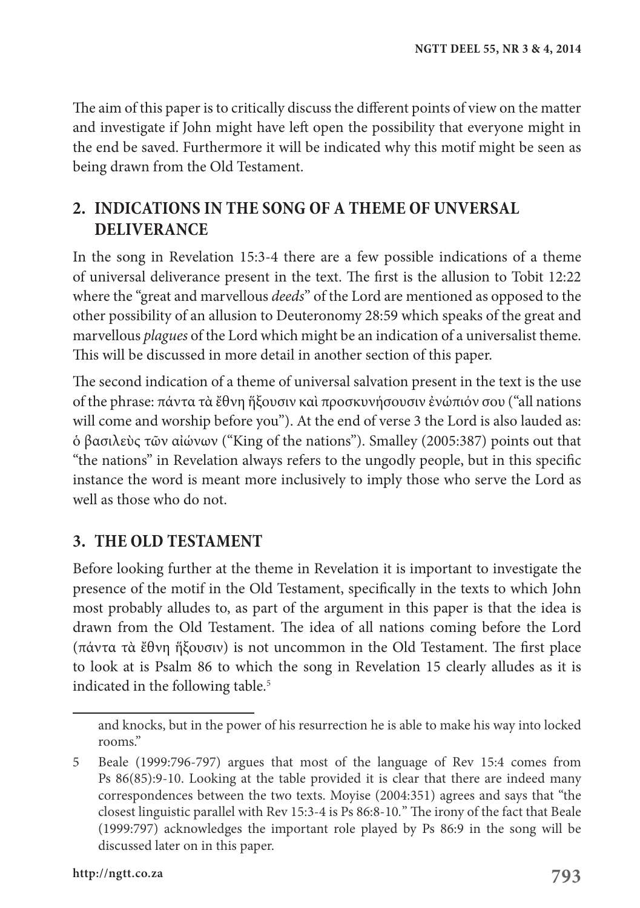The aim of this paper is to critically discuss the different points of view on the matter and investigate if John might have left open the possibility that everyone might in the end be saved. Furthermore it will be indicated why this motif might be seen as being drawn from the Old Testament.

## 2. INDICATIONS IN THE SONG OF A THEME OF UNVERSAL DELIVERANCE

In the song in Revelation 15:3-4 there are a few possible indications of a theme of universal deliverance present in the text. The first is the allusion to Tobit 12:22 where the "great and marvellous *deeds*" of the Lord are mentioned as opposed to the other possibility of an allusion to Deuteronomy 28:59 which speaks of the great and marvellous *plagues* of the Lord which might be an indication of a universalist theme. This will be discussed in more detail in another section of this paper.

The second indication of a theme of universal salvation present in the text is the use of the phrase: πάντα τὰ ἔθνη ἥξουσιν καὶ προσκυνήσουσιν ἐνώπιόν σου ("all nations will come and worship before you"). At the end of verse 3 the Lord is also lauded as: ὁ βασιλεὺς τῶν αἰώνων ("King of the nations"). Smalley (2005:387) points out that "the nations" in Revelation always refers to the ungodly people, but in this specific instance the word is meant more inclusively to imply those who serve the Lord as well as those who do not.

## 3. THE OLD TESTAMENT

Before looking further at the theme in Revelation it is important to investigate the presence of the motif in the Old Testament, specifically in the texts to which John most probably alludes to, as part of the argument in this paper is that the idea is drawn from the Old Testament. The idea of all nations coming before the Lord (πάντα τὰ ἔθνη ἥξουσιν) is not uncommon in the Old Testament. The first place to look at is Psalm 86 to which the song in Revelation 15 clearly alludes as it is indicated in the following table.[5]

---

and knocks, but in the power of his resurrection he is able to make his way into locked rooms."

5 Beale (1999:796-797) argues that most of the language of Rev 15:4 comes from Ps 86(85):9-10. Looking at the table provided it is clear that there are indeed many correspondences between the two texts. Moyise (2004:351) agrees and says that "the closest linguistic parallel with Rev 15:3-4 is Ps 86:8-10." The irony of the fact that Beale (1999:797) acknowledges the important role played by Ps 86:9 in the song will be discussed later on in this paper.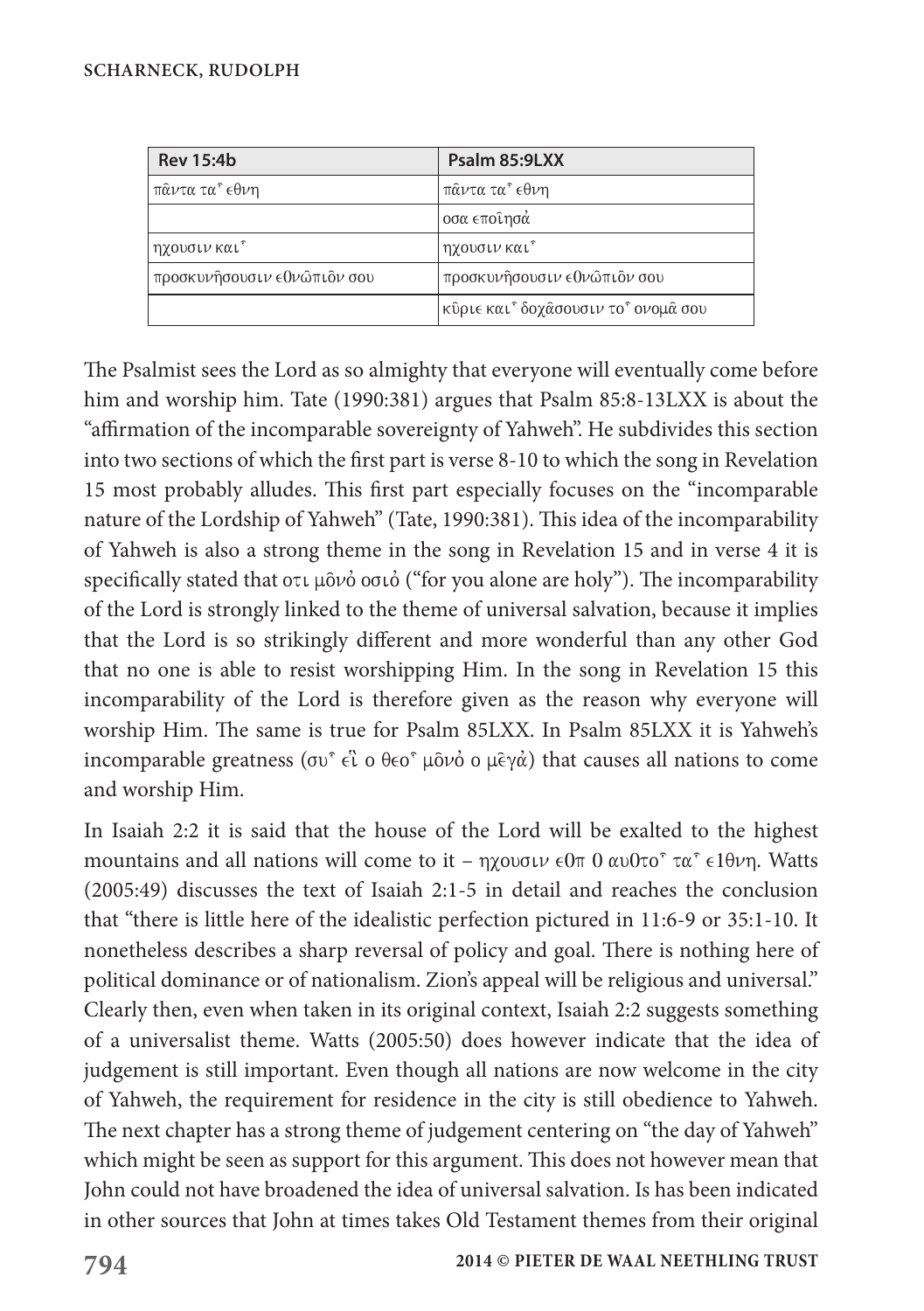| Rev 15:4b | Psalm 85:9LXX |
| --- | --- |
| πᾶντα ταˆ ϵθνη | πᾶντα ταˆ ϵθνη |
|  | οσα ϵποῖησἀ |
| ηχουσιν καιˆ | ηχουσιν καιˆ |
| προσκυνῆσουσιν ϵ0νῶπιôν σου | προσκυνῆσουσιν ϵ0νῶπιôν σου |
|  | κῦριϵ καιˆ δοχᾶσουσιν τοˆ ονομᾶ σου |

The Psalmist sees the Lord as so almighty that everyone will eventually come before him and worship him. Tate (1990:381) argues that Psalm 85:8-13LXX is about the "affirmation of the incomparable sovereignty of Yahweh". He subdivides this section into two sections of which the first part is verse 8-10 to which the song in Revelation 15 most probably alludes. This first part especially focuses on the "incomparable nature of the Lordship of Yahweh" (Tate, 1990:381). This idea of the incomparability of Yahweh is also a strong theme in the song in Revelation 15 and in verse 4 it is specifically stated that οτι μôνὀ οσιὀ ("for you alone are holy"). The incomparability of the Lord is strongly linked to the theme of universal salvation, because it implies that the Lord is so strikingly different and more wonderful than any other God that no one is able to resist worshipping Him. In the song in Revelation 15 this incomparability of the Lord is therefore given as the reason why everyone will worship Him. The same is true for Psalm 85LXX. In Psalm 85LXX it is Yahweh's incomparable greatness (συˆ ϵἶ ο θϵοˆ μôνὀ ο μϵ̂γἀ) that causes all nations to come and worship Him.

In Isaiah 2:2 it is said that the house of the Lord will be exalted to the highest mountains and all nations will come to it – ηχουσιν ϵ0π 0 αυ0τοˆ ταˆ ϵ1θνη. Watts (2005:49) discusses the text of Isaiah 2:1-5 in detail and reaches the conclusion that "there is little here of the idealistic perfection pictured in 11:6-9 or 35:1-10. It nonetheless describes a sharp reversal of policy and goal. There is nothing here of political dominance or of nationalism. Zion's appeal will be religious and universal." Clearly then, even when taken in its original context, Isaiah 2:2 suggests something of a universalist theme. Watts (2005:50) does however indicate that the idea of judgement is still important. Even though all nations are now welcome in the city of Yahweh, the requirement for residence in the city is still obedience to Yahweh. The next chapter has a strong theme of judgement centering on "the day of Yahweh" which might be seen as support for this argument. This does not however mean that John could not have broadened the idea of universal salvation. Is has been indicated in other sources that John at times takes Old Testament themes from their original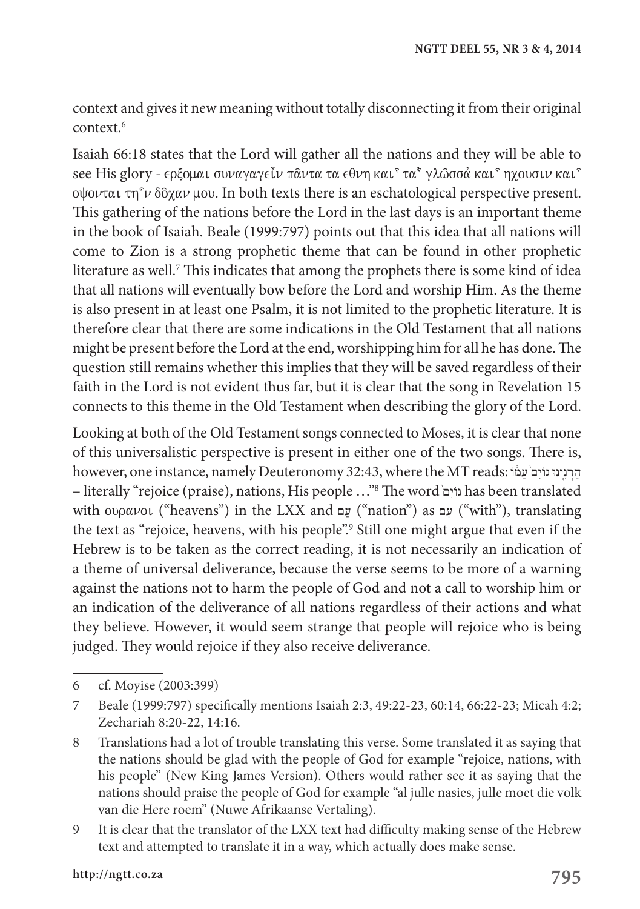context and gives it new meaning without totally disconnecting it from their original context.[6]

Isaiah 66:18 states that the Lord will gather all the nations and they will be able to see His glory - ερξομαι συναγαγεῖν πᾶντα τα εθνη καὶ τὰ γλῶσσά καὶ ηχουσιν καὶ οψονται τὴν δὸχαν μου. In both texts there is an eschatological perspective present. This gathering of the nations before the Lord in the last days is an important theme in the book of Isaiah. Beale (1999:797) points out that this idea that all nations will come to Zion is a strong prophetic theme that can be found in other prophetic literature as well.[7] This indicates that among the prophets there is some kind of idea that all nations will eventually bow before the Lord and worship Him. As the theme is also present in at least one Psalm, it is not limited to the prophetic literature. It is therefore clear that there are some indications in the Old Testament that all nations might be present before the Lord at the end, worshipping him for all he has done. The question still remains whether this implies that they will be saved regardless of their faith in the Lord is not evident thus far, but it is clear that the song in Revelation 15 connects to this theme in the Old Testament when describing the glory of the Lord.

Looking at both of the Old Testament songs connected to Moses, it is clear that none of this universalistic perspective is present in either one of the two songs. There is, however, one instance, namely Deuteronomy 32:43, where the MT reads: הַרְנִינוּ גוֹיִם֙ עַמּ֔וֹ – literally "rejoice (praise), nations, His people …"[8] The word גוֹיִם֙ has been translated with ουρανοι ("heavens") in the LXX and עַם ("nation") as עִם ("with"), translating the text as "rejoice, heavens, with his people".[9] Still one might argue that even if the Hebrew is to be taken as the correct reading, it is not necessarily an indication of a theme of universal deliverance, because the verse seems to be more of a warning against the nations not to harm the people of God and not a call to worship him or an indication of the deliverance of all nations regardless of their actions and what they believe. However, it would seem strange that people will rejoice who is being judged. They would rejoice if they also receive deliverance.

---

6 cf. Moyise (2003:399)

7 Beale (1999:797) specifically mentions Isaiah 2:3, 49:22-23, 60:14, 66:22-23; Micah 4:2; Zechariah 8:20-22, 14:16.

8 Translations had a lot of trouble translating this verse. Some translated it as saying that the nations should be glad with the people of God for example "rejoice, nations, with his people" (New King James Version). Others would rather see it as saying that the nations should praise the people of God for example "al julle nasies, julle moet die volk van die Here roem" (Nuwe Afrikaanse Vertaling).

9 It is clear that the translator of the LXX text had difficulty making sense of the Hebrew text and attempted to translate it in a way, which actually does make sense.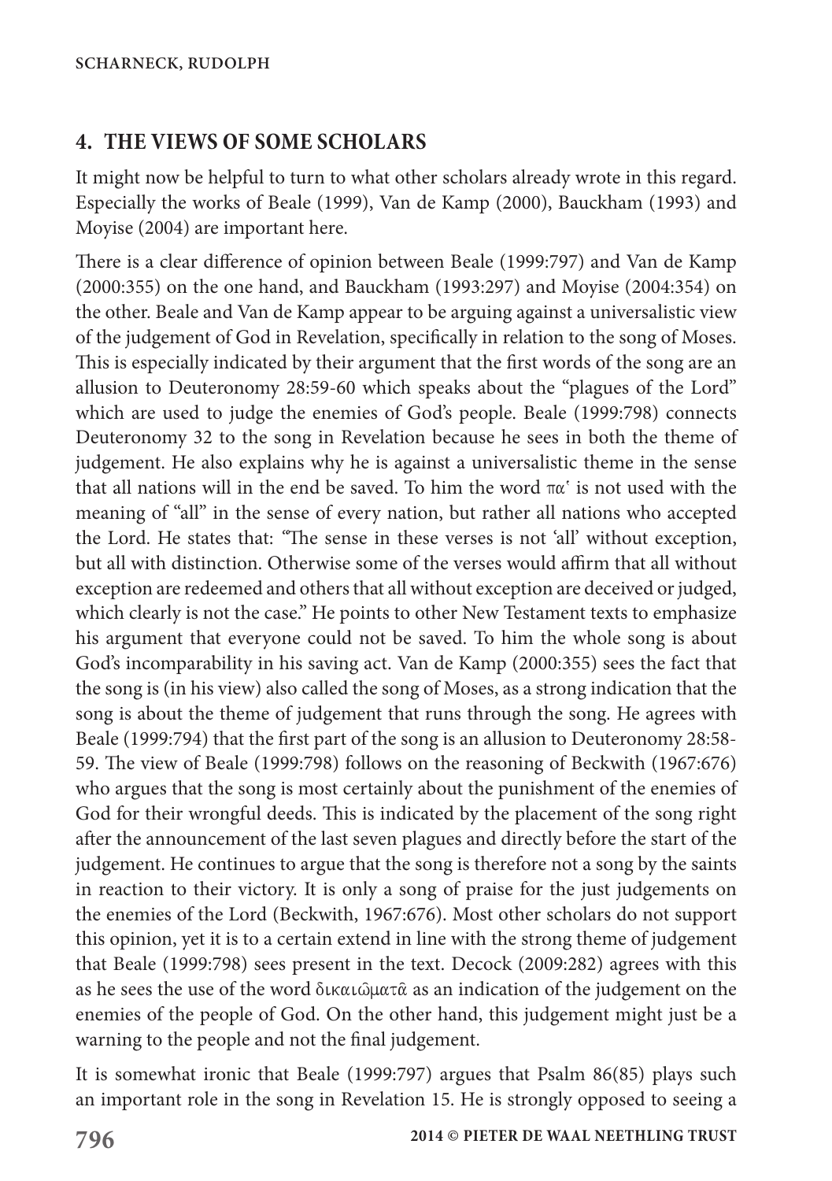## 4. THE VIEWS OF SOME SCHOLARS

It might now be helpful to turn to what other scholars already wrote in this regard. Especially the works of Beale (1999), Van de Kamp (2000), Bauckham (1993) and Moyise (2004) are important here.

There is a clear difference of opinion between Beale (1999:797) and Van de Kamp (2000:355) on the one hand, and Bauckham (1993:297) and Moyise (2004:354) on the other. Beale and Van de Kamp appear to be arguing against a universalistic view of the judgement of God in Revelation, specifically in relation to the song of Moses. This is especially indicated by their argument that the first words of the song are an allusion to Deuteronomy 28:59-60 which speaks about the "plagues of the Lord" which are used to judge the enemies of God's people. Beale (1999:798) connects Deuteronomy 32 to the song in Revelation because he sees in both the theme of judgement. He also explains why he is against a universalistic theme in the sense that all nations will in the end be saved. To him the word πα' is not used with the meaning of "all" in the sense of every nation, but rather all nations who accepted the Lord. He states that: "The sense in these verses is not 'all' without exception, but all with distinction. Otherwise some of the verses would affirm that all without exception are redeemed and others that all without exception are deceived or judged, which clearly is not the case." He points to other New Testament texts to emphasize his argument that everyone could not be saved. To him the whole song is about God's incomparability in his saving act. Van de Kamp (2000:355) sees the fact that the song is (in his view) also called the song of Moses, as a strong indication that the song is about the theme of judgement that runs through the song. He agrees with Beale (1999:794) that the first part of the song is an allusion to Deuteronomy 28:58-59. The view of Beale (1999:798) follows on the reasoning of Beckwith (1967:676) who argues that the song is most certainly about the punishment of the enemies of God for their wrongful deeds. This is indicated by the placement of the song right after the announcement of the last seven plagues and directly before the start of the judgement. He continues to argue that the song is therefore not a song by the saints in reaction to their victory. It is only a song of praise for the just judgements on the enemies of the Lord (Beckwith, 1967:676). Most other scholars do not support this opinion, yet it is to a certain extend in line with the strong theme of judgement that Beale (1999:798) sees present in the text. Decock (2009:282) agrees with this as he sees the use of the word δικαιώματᾶ as an indication of the judgement on the enemies of the people of God. On the other hand, this judgement might just be a warning to the people and not the final judgement.

It is somewhat ironic that Beale (1999:797) argues that Psalm 86(85) plays such an important role in the song in Revelation 15. He is strongly opposed to seeing a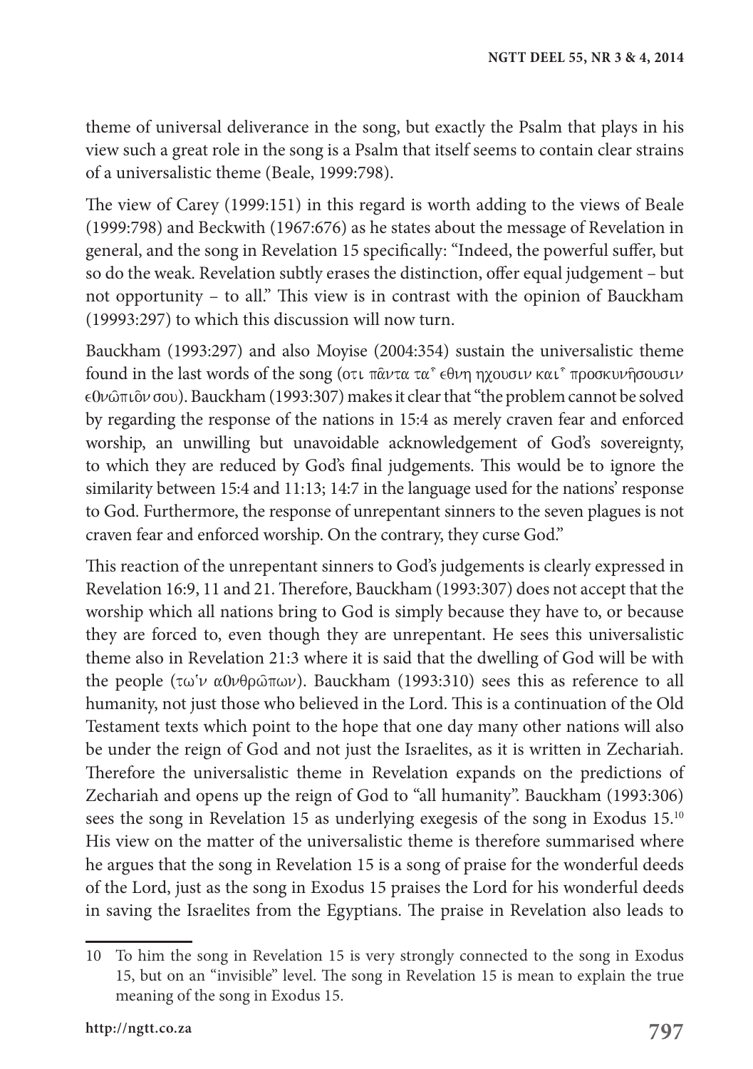theme of universal deliverance in the song, but exactly the Psalm that plays in his view such a great role in the song is a Psalm that itself seems to contain clear strains of a universalistic theme (Beale, 1999:798).

The view of Carey (1999:151) in this regard is worth adding to the views of Beale (1999:798) and Beckwith (1967:676) as he states about the message of Revelation in general, and the song in Revelation 15 specifically: "Indeed, the powerful suffer, but so do the weak. Revelation subtly erases the distinction, offer equal judgement – but not opportunity – to all." This view is in contrast with the opinion of Bauckham (19993:297) to which this discussion will now turn.

Bauckham (1993:297) and also Moyise (2004:354) sustain the universalistic theme found in the last words of the song (οτι πᾶντα ταˆ ϵθνη ηχουσιν καιˆ προσκυνῆσουσιν ϵ0νῶπιôν σου). Bauckham (1993:307) makes it clear that "the problem cannot be solved by regarding the response of the nations in 15:4 as merely craven fear and enforced worship, an unwilling but unavoidable acknowledgement of God's sovereignty, to which they are reduced by God's final judgements. This would be to ignore the similarity between 15:4 and 11:13; 14:7 in the language used for the nations' response to God. Furthermore, the response of unrepentant sinners to the seven plagues is not craven fear and enforced worship. On the contrary, they curse God."

This reaction of the unrepentant sinners to God's judgements is clearly expressed in Revelation 16:9, 11 and 21. Therefore, Bauckham (1993:307) does not accept that the worship which all nations bring to God is simply because they have to, or because they are forced to, even though they are unrepentant. He sees this universalistic theme also in Revelation 21:3 where it is said that the dwelling of God will be with the people (τω῾ν α0νθρῶπων). Bauckham (1993:310) sees this as reference to all humanity, not just those who believed in the Lord. This is a continuation of the Old Testament texts which point to the hope that one day many other nations will also be under the reign of God and not just the Israelites, as it is written in Zechariah. Therefore the universalistic theme in Revelation expands on the predictions of Zechariah and opens up the reign of God to "all humanity". Bauckham (1993:306) sees the song in Revelation 15 as underlying exegesis of the song in Exodus 15.[10] His view on the matter of the universalistic theme is therefore summarised where he argues that the song in Revelation 15 is a song of praise for the wonderful deeds of the Lord, just as the song in Exodus 15 praises the Lord for his wonderful deeds in saving the Israelites from the Egyptians. The praise in Revelation also leads to

---

10 To him the song in Revelation 15 is very strongly connected to the song in Exodus 15, but on an "invisible" level. The song in Revelation 15 is mean to explain the true meaning of the song in Exodus 15.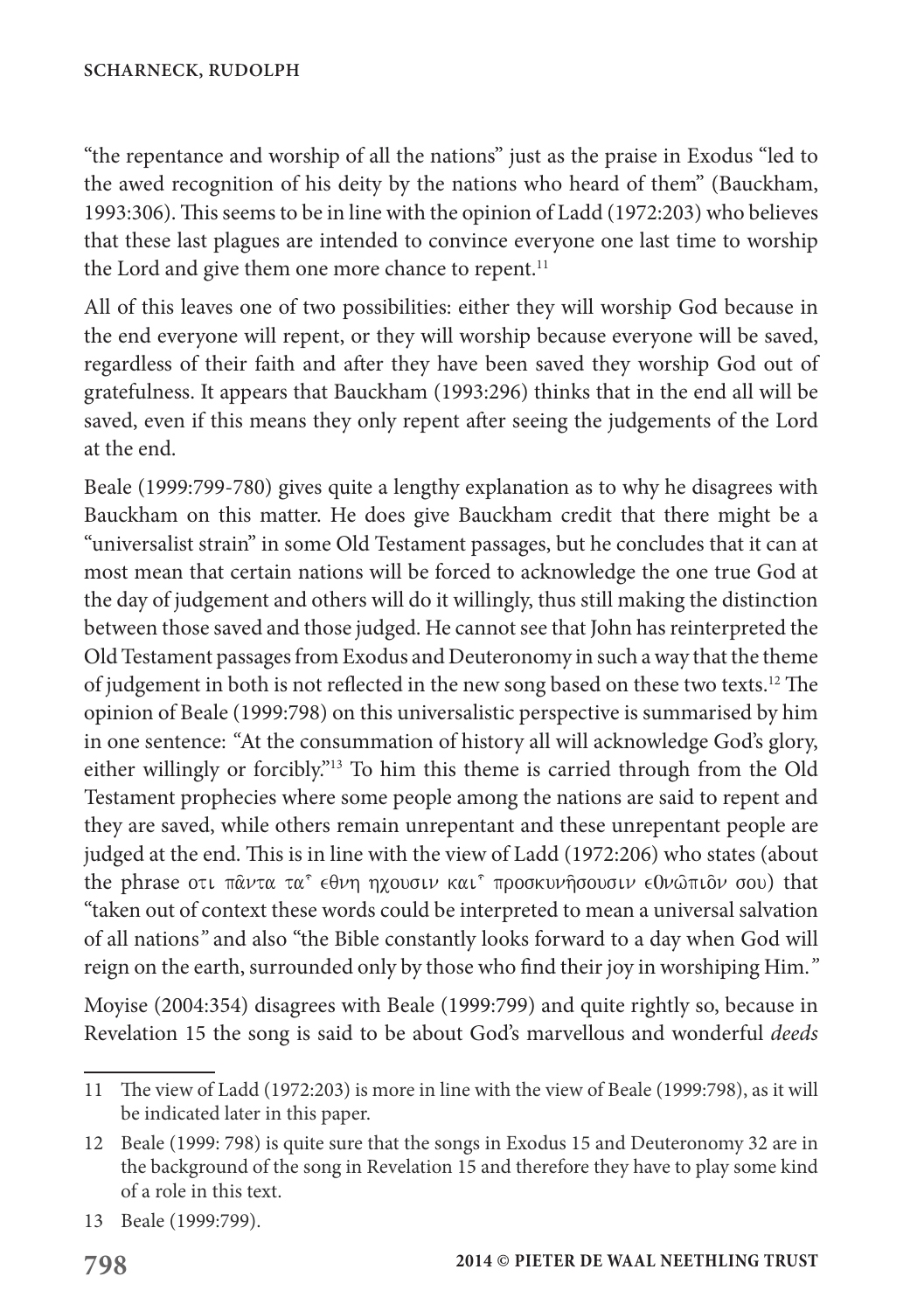"the repentance and worship of all the nations" just as the praise in Exodus "led to the awed recognition of his deity by the nations who heard of them" (Bauckham, 1993:306). This seems to be in line with the opinion of Ladd (1972:203) who believes that these last plagues are intended to convince everyone one last time to worship the Lord and give them one more chance to repent.[11]

All of this leaves one of two possibilities: either they will worship God because in the end everyone will repent, or they will worship because everyone will be saved, regardless of their faith and after they have been saved they worship God out of gratefulness. It appears that Bauckham (1993:296) thinks that in the end all will be saved, even if this means they only repent after seeing the judgements of the Lord at the end.

Beale (1999:799-780) gives quite a lengthy explanation as to why he disagrees with Bauckham on this matter. He does give Bauckham credit that there might be a "universalist strain" in some Old Testament passages, but he concludes that it can at most mean that certain nations will be forced to acknowledge the one true God at the day of judgement and others will do it willingly, thus still making the distinction between those saved and those judged. He cannot see that John has reinterpreted the Old Testament passages from Exodus and Deuteronomy in such a way that the theme of judgement in both is not reflected in the new song based on these two texts.[12] The opinion of Beale (1999:798) on this universalistic perspective is summarised by him in one sentence: "At the consummation of history all will acknowledge God's glory, either willingly or forcibly."[13] To him this theme is carried through from the Old Testament prophecies where some people among the nations are said to repent and they are saved, while others remain unrepentant and these unrepentant people are judged at the end. This is in line with the view of Ladd (1972:206) who states (about the phrase οτι πᾶντα τα᾽ εθνη ηχουσιν και᾽ προσκυνῆσουσιν ϵ0νῶπιôν σου) that "taken out of context these words could be interpreted to mean a universal salvation of all nations" and also "the Bible constantly looks forward to a day when God will reign on the earth, surrounded only by those who find their joy in worshiping Him."

Moyise (2004:354) disagrees with Beale (1999:799) and quite rightly so, because in Revelation 15 the song is said to be about God's marvellous and wonderful *deeds*

---

11 The view of Ladd (1972:203) is more in line with the view of Beale (1999:798), as it will be indicated later in this paper.

12 Beale (1999: 798) is quite sure that the songs in Exodus 15 and Deuteronomy 32 are in the background of the song in Revelation 15 and therefore they have to play some kind of a role in this text.

13 Beale (1999:799).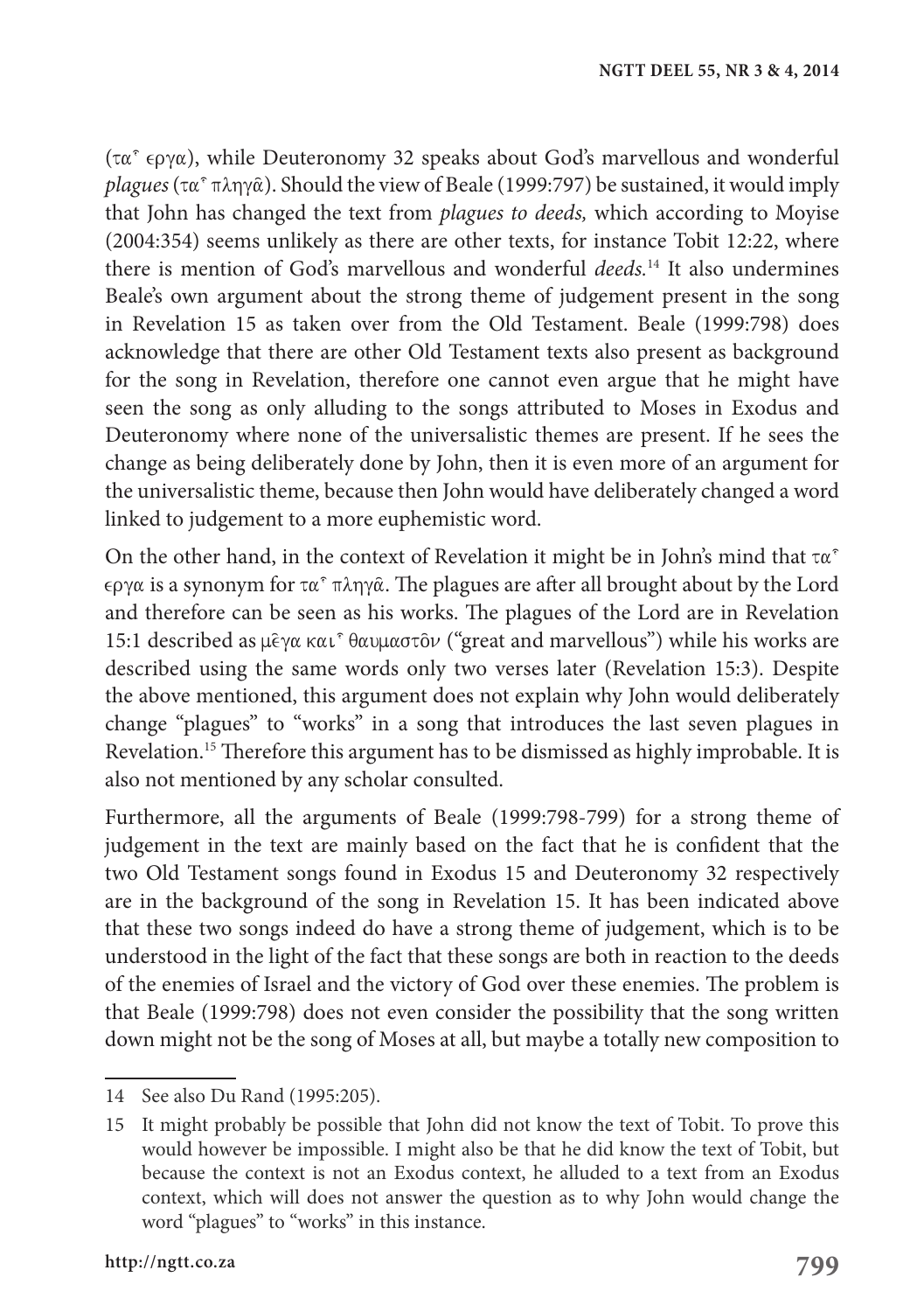(τα ̓ εργα), while Deuteronomy 32 speaks about God's marvellous and wonderful *plagues* (τα ̓ πληγᾶ). Should the view of Beale (1999:797) be sustained, it would imply that John has changed the text from *plagues to deeds,* which according to Moyise (2004:354) seems unlikely as there are other texts, for instance Tobit 12:22, where there is mention of God's marvellous and wonderful *deeds.*[14] It also undermines Beale's own argument about the strong theme of judgement present in the song in Revelation 15 as taken over from the Old Testament. Beale (1999:798) does acknowledge that there are other Old Testament texts also present as background for the song in Revelation, therefore one cannot even argue that he might have seen the song as only alluding to the songs attributed to Moses in Exodus and Deuteronomy where none of the universalistic themes are present. If he sees the change as being deliberately done by John, then it is even more of an argument for the universalistic theme, because then John would have deliberately changed a word linked to judgement to a more euphemistic word.

On the other hand, in the context of Revelation it might be in John's mind that τα ̓ εργα is a synonym for τα ̓ πληγᾶ. The plagues are after all brought about by the Lord and therefore can be seen as his works. The plagues of the Lord are in Revelation 15:1 described as με̂γα και ̓ θαυμαστο̂ν ("great and marvellous") while his works are described using the same words only two verses later (Revelation 15:3). Despite the above mentioned, this argument does not explain why John would deliberately change "plagues" to "works" in a song that introduces the last seven plagues in Revelation.[15] Therefore this argument has to be dismissed as highly improbable. It is also not mentioned by any scholar consulted.

Furthermore, all the arguments of Beale (1999:798-799) for a strong theme of judgement in the text are mainly based on the fact that he is confident that the two Old Testament songs found in Exodus 15 and Deuteronomy 32 respectively are in the background of the song in Revelation 15. It has been indicated above that these two songs indeed do have a strong theme of judgement, which is to be understood in the light of the fact that these songs are both in reaction to the deeds of the enemies of Israel and the victory of God over these enemies. The problem is that Beale (1999:798) does not even consider the possibility that the song written down might not be the song of Moses at all, but maybe a totally new composition to

---

14 See also Du Rand (1995:205).

15 It might probably be possible that John did not know the text of Tobit. To prove this would however be impossible. I might also be that he did know the text of Tobit, but because the context is not an Exodus context, he alluded to a text from an Exodus context, which will does not answer the question as to why John would change the word "plagues" to "works" in this instance.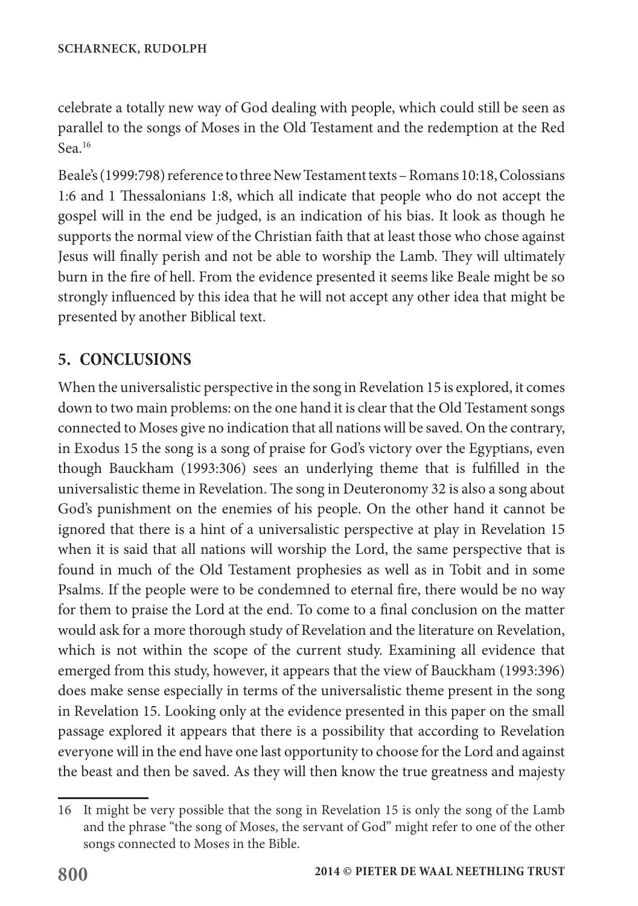celebrate a totally new way of God dealing with people, which could still be seen as parallel to the songs of Moses in the Old Testament and the redemption at the Red Sea.[16]

Beale's (1999:798) reference to three New Testament texts – Romans 10:18, Colossians 1:6 and 1 Thessalonians 1:8, which all indicate that people who do not accept the gospel will in the end be judged, is an indication of his bias. It look as though he supports the normal view of the Christian faith that at least those who chose against Jesus will finally perish and not be able to worship the Lamb. They will ultimately burn in the fire of hell. From the evidence presented it seems like Beale might be so strongly influenced by this idea that he will not accept any other idea that might be presented by another Biblical text.

## 5. CONCLUSIONS

When the universalistic perspective in the song in Revelation 15 is explored, it comes down to two main problems: on the one hand it is clear that the Old Testament songs connected to Moses give no indication that all nations will be saved. On the contrary, in Exodus 15 the song is a song of praise for God's victory over the Egyptians, even though Bauckham (1993:306) sees an underlying theme that is fulfilled in the universalistic theme in Revelation. The song in Deuteronomy 32 is also a song about God's punishment on the enemies of his people. On the other hand it cannot be ignored that there is a hint of a universalistic perspective at play in Revelation 15 when it is said that all nations will worship the Lord, the same perspective that is found in much of the Old Testament prophesies as well as in Tobit and in some Psalms. If the people were to be condemned to eternal fire, there would be no way for them to praise the Lord at the end. To come to a final conclusion on the matter would ask for a more thorough study of Revelation and the literature on Revelation, which is not within the scope of the current study. Examining all evidence that emerged from this study, however, it appears that the view of Bauckham (1993:396) does make sense especially in terms of the universalistic theme present in the song in Revelation 15. Looking only at the evidence presented in this paper on the small passage explored it appears that there is a possibility that according to Revelation everyone will in the end have one last opportunity to choose for the Lord and against the beast and then be saved. As they will then know the true greatness and majesty

---

16 It might be very possible that the song in Revelation 15 is only the song of the Lamb and the phrase "the song of Moses, the servant of God" might refer to one of the other songs connected to Moses in the Bible.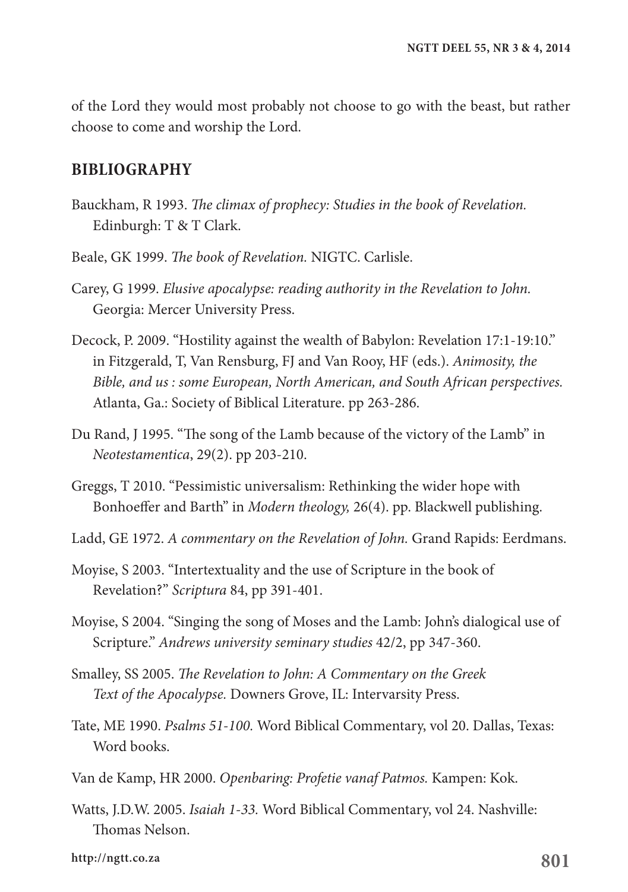of the Lord they would most probably not choose to go with the beast, but rather choose to come and worship the Lord.

## BIBLIOGRAPHY

Bauckham, R 1993. *The climax of prophecy: Studies in the book of Revelation.* Edinburgh: T & T Clark.

Beale, GK 1999. *The book of Revelation.* NIGTC. Carlisle.

Carey, G 1999. *Elusive apocalypse: reading authority in the Revelation to John.* Georgia: Mercer University Press.

Decock, P. 2009. "Hostility against the wealth of Babylon: Revelation 17:1-19:10." in Fitzgerald, T, Van Rensburg, FJ and Van Rooy, HF (eds.). *Animosity, the Bible, and us : some European, North American, and South African perspectives.* Atlanta, Ga.: Society of Biblical Literature. pp 263-286.

Du Rand, J 1995. "The song of the Lamb because of the victory of the Lamb" in *Neotestamentica*, 29(2). pp 203-210.

Greggs, T 2010. "Pessimistic universalism: Rethinking the wider hope with Bonhoeffer and Barth" in *Modern theology,* 26(4). pp. Blackwell publishing.

Ladd, GE 1972. *A commentary on the Revelation of John.* Grand Rapids: Eerdmans.

Moyise, S 2003. "Intertextuality and the use of Scripture in the book of Revelation?" *Scriptura* 84, pp 391-401.

Moyise, S 2004. "Singing the song of Moses and the Lamb: John's dialogical use of Scripture." *Andrews university seminary studies* 42/2, pp 347-360.

Smalley, SS 2005. *The Revelation to John: A Commentary on the Greek Text of the Apocalypse.* Downers Grove, IL: Intervarsity Press.

Tate, ME 1990. *Psalms 51-100.* Word Biblical Commentary, vol 20. Dallas, Texas: Word books.

Van de Kamp, HR 2000. *Openbaring: Profetie vanaf Patmos.* Kampen: Kok.

Watts, J.D.W. 2005. *Isaiah 1-33.* Word Biblical Commentary, vol 24. Nashville: Thomas Nelson.